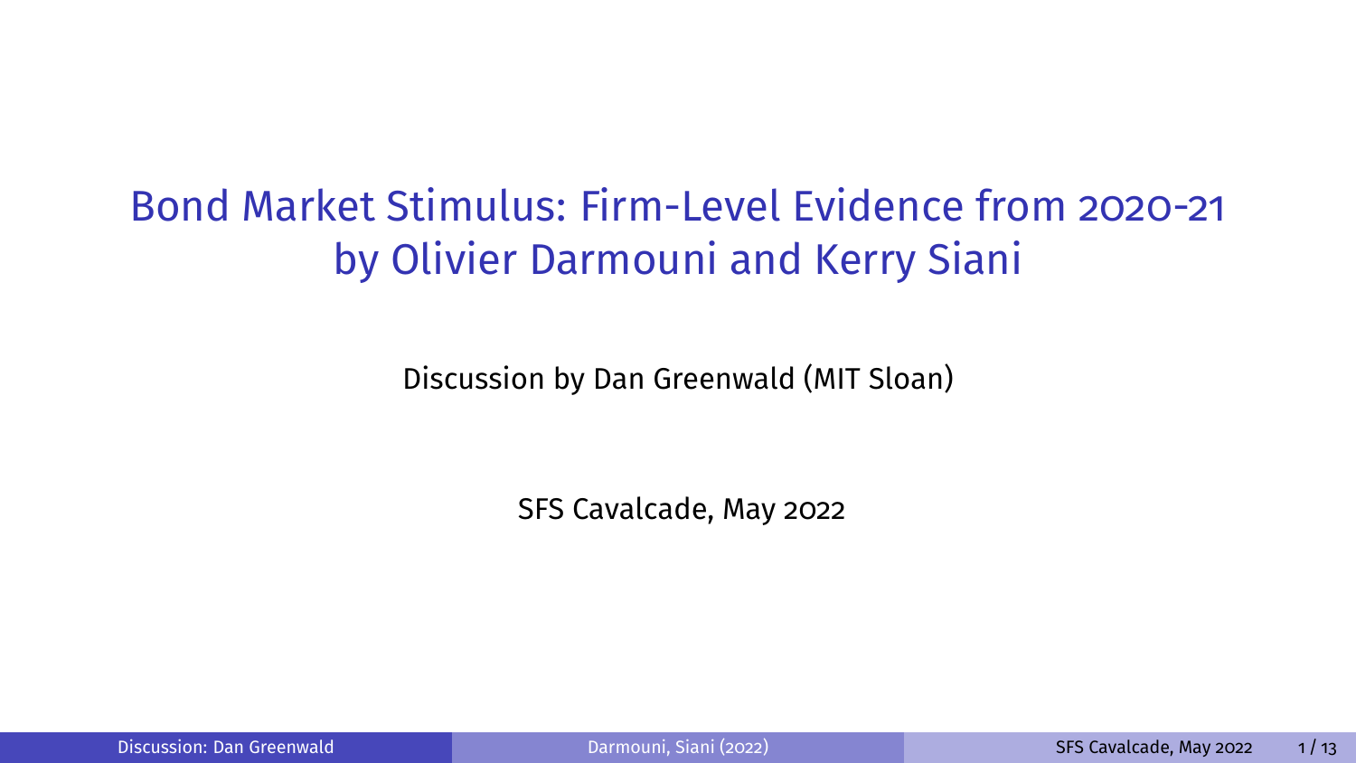# Bond Market Stimulus: Firm-Level Evidence from 2020-21 by Olivier Darmouni and Kerry Siani

Discussion by Dan Greenwald (MIT Sloan)

SFS Cavalcade, May 2022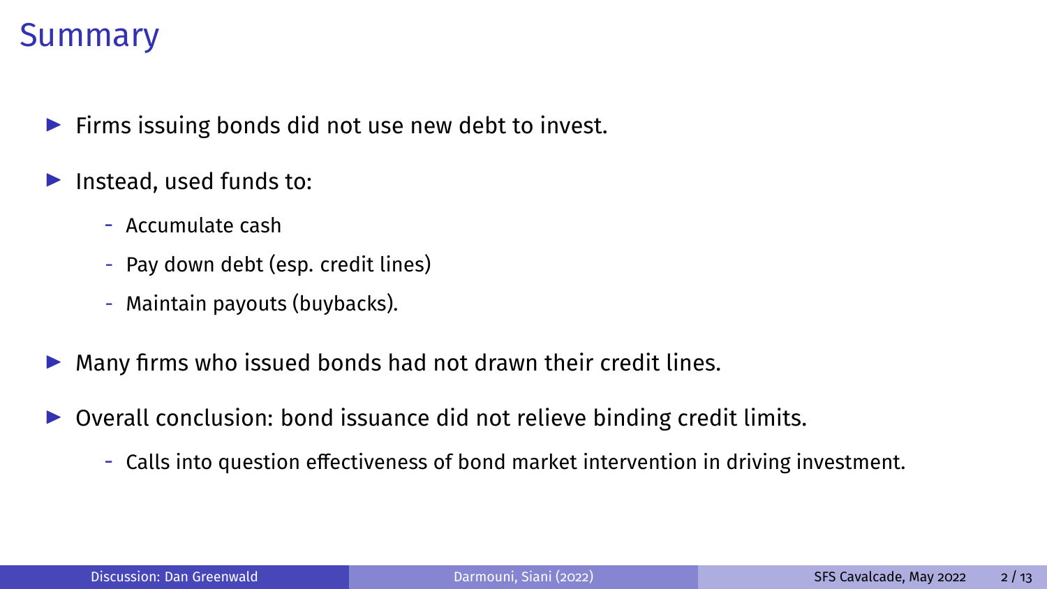# Summary

- Firms issuing bonds did not use new debt to invest.
- Instead, used funds to:
  - Accumulate cash
  - Pay down debt (esp. credit lines)
  - Maintain payouts (buybacks).
- Many firms who issued bonds had not drawn their credit lines.
- Overall conclusion: bond issuance did not relieve binding credit limits.
  - Calls into question effectiveness of bond market intervention in driving investment.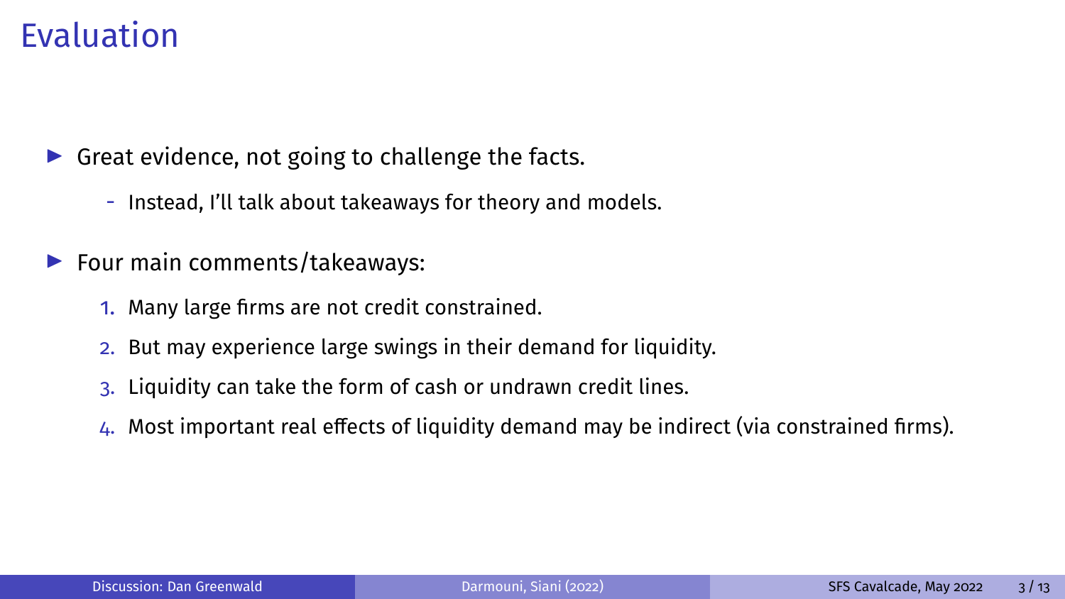# Evaluation

- Great evidence, not going to challenge the facts.
  - Instead, I'll talk about takeaways for theory and models.
- Four main comments/takeaways:
  1. Many large firms are not credit constrained.
  2. But may experience large swings in their demand for liquidity.
  3. Liquidity can take the form of cash or undrawn credit lines.
  4. Most important real effects of liquidity demand may be indirect (via constrained firms).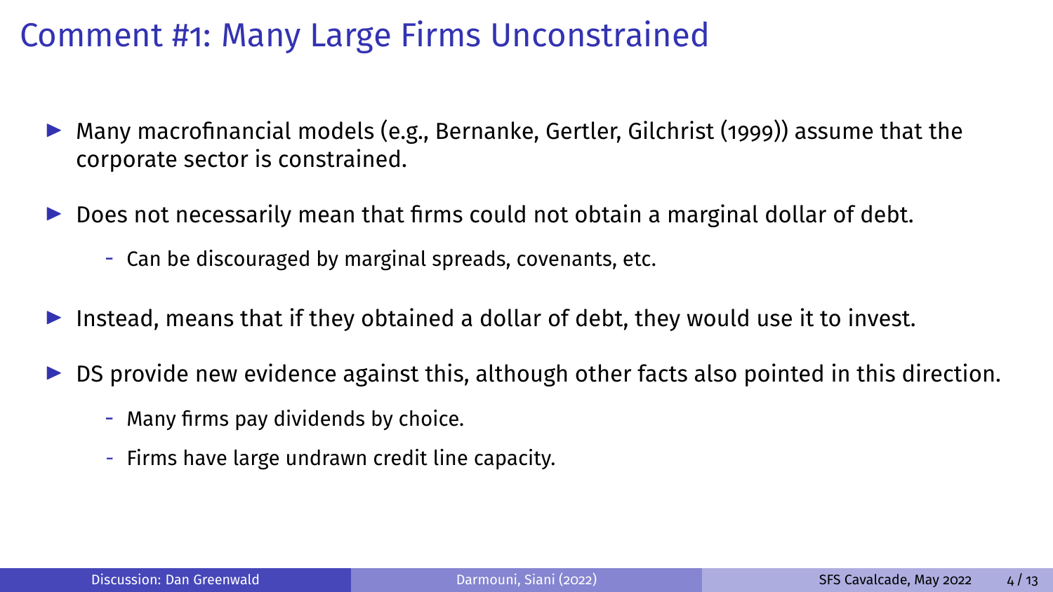# Comment #1: Many Large Firms Unconstrained

- Many macrofinancial models (e.g., Bernanke, Gertler, Gilchrist (1999)) assume that the corporate sector is constrained.
- Does not necessarily mean that firms could not obtain a marginal dollar of debt.
  - Can be discouraged by marginal spreads, covenants, etc.
- Instead, means that if they obtained a dollar of debt, they would use it to invest.
- DS provide new evidence against this, although other facts also pointed in this direction.
  - Many firms pay dividends by choice.
  - Firms have large undrawn credit line capacity.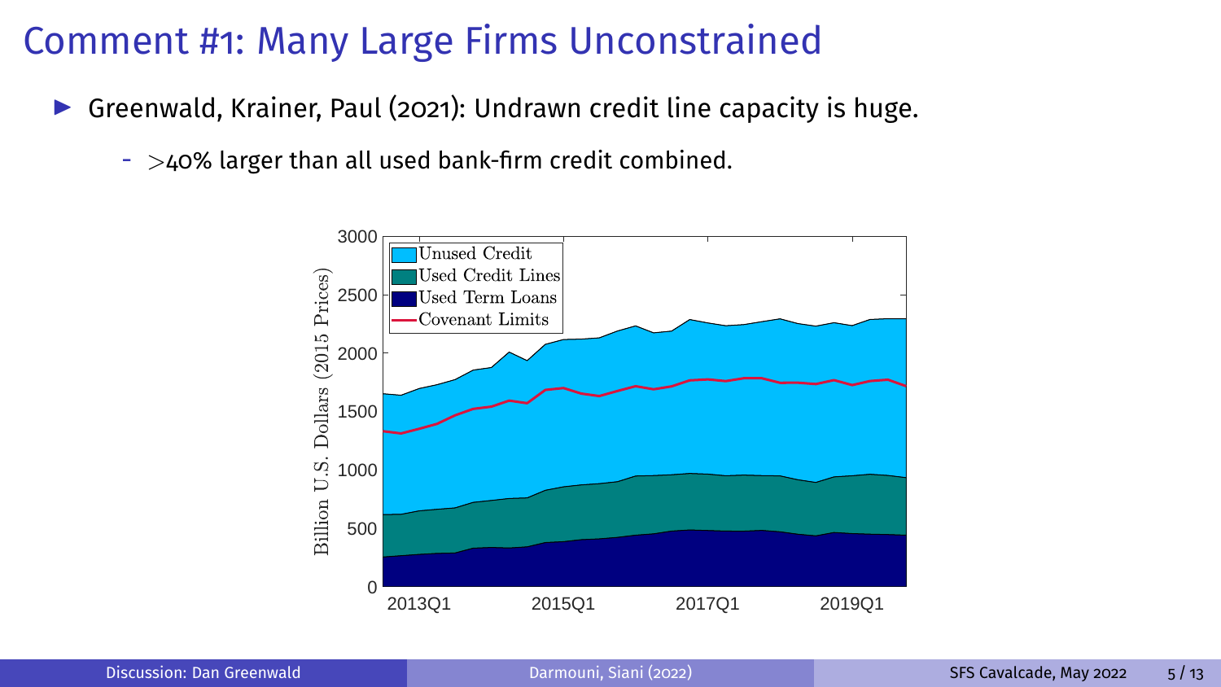# Comment #1: Many Large Firms Unconstrained

- Greenwald, Krainer, Paul (2021): Undrawn credit line capacity is huge.
  - $>$40% larger than all used bank-firm credit combined.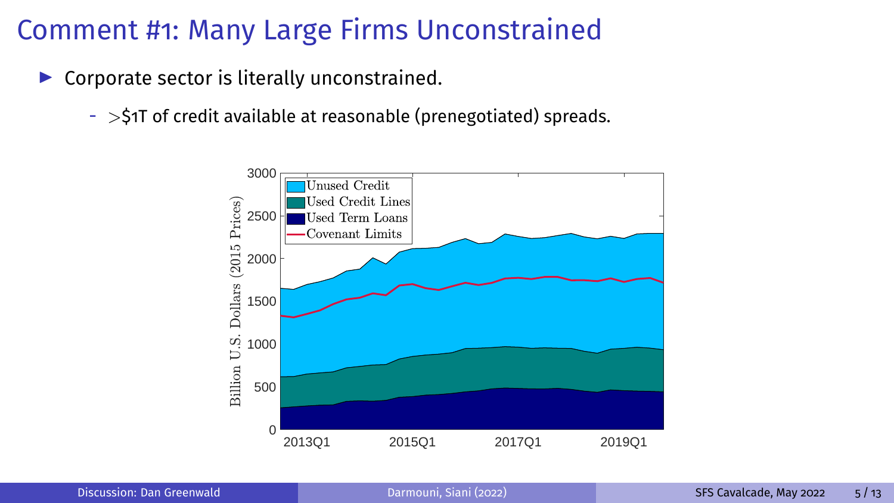# Comment #1: Many Large Firms Unconstrained

- Corporate sector is literally unconstrained.
  - $>$\$1T of credit available at reasonable (prenegotiated) spreads.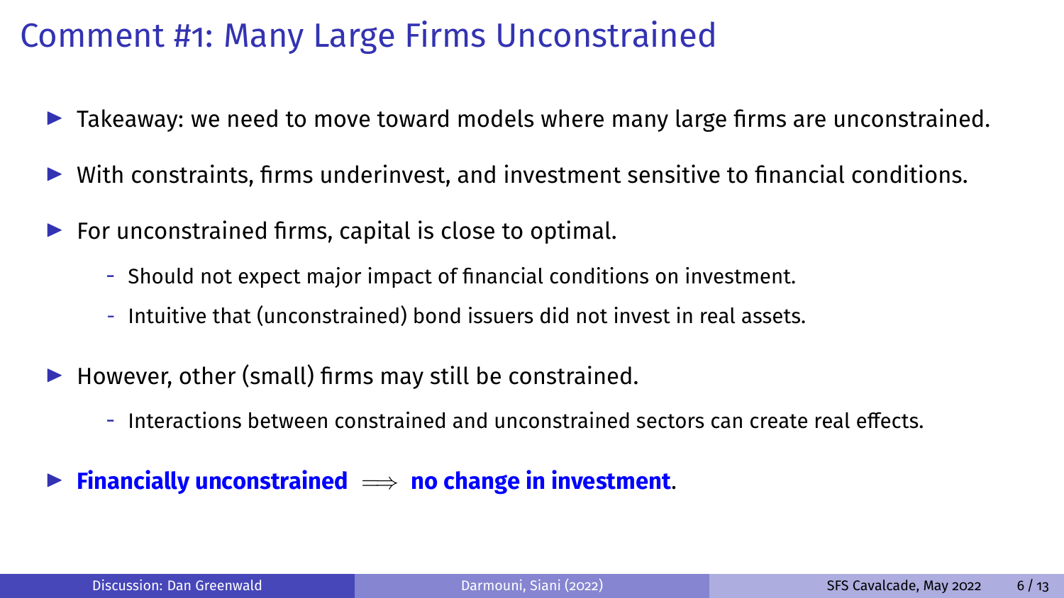# Comment #1: Many Large Firms Unconstrained

- Takeaway: we need to move toward models where many large firms are unconstrained.
- With constraints, firms underinvest, and investment sensitive to financial conditions.
- For unconstrained firms, capital is close to optimal.
  - Should not expect major impact of financial conditions on investment.
  - Intuitive that (unconstrained) bond issuers did not invest in real assets.
- However, other (small) firms may still be constrained.
  - Interactions between constrained and unconstrained sectors can create real effects.
- **Financially unconstrained** $\implies$ **no change in investment**.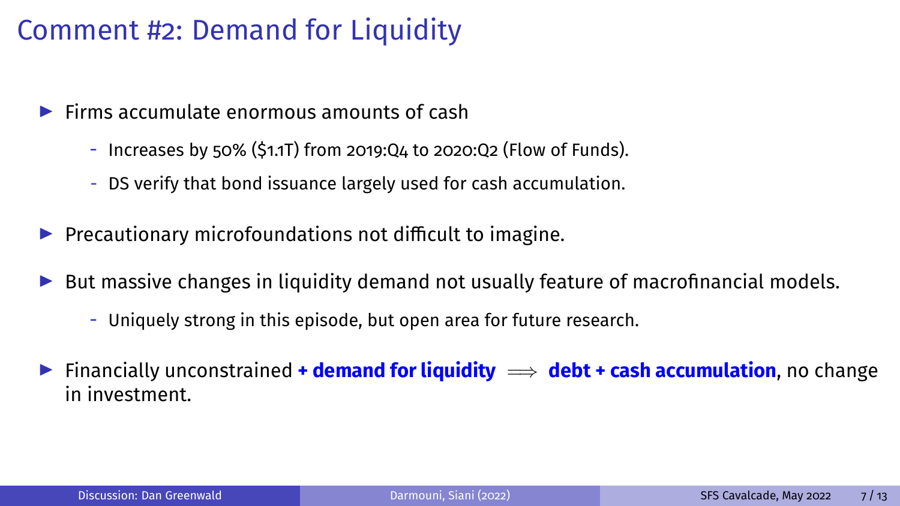# Comment #2: Demand for Liquidity

- Firms accumulate enormous amounts of cash
  - Increases by 50% ($1.1T) from 2019:Q4 to 2020:Q2 (Flow of Funds).
  - DS verify that bond issuance largely used for cash accumulation.
- Precautionary microfoundations not difficult to imagine.
- But massive changes in liquidity demand not usually feature of macrofinancial models.
  - Uniquely strong in this episode, but open area for future research.
- Financially unconstrained **+ demand for liquidity** $\Longrightarrow$ **debt + cash accumulation**, no change in investment.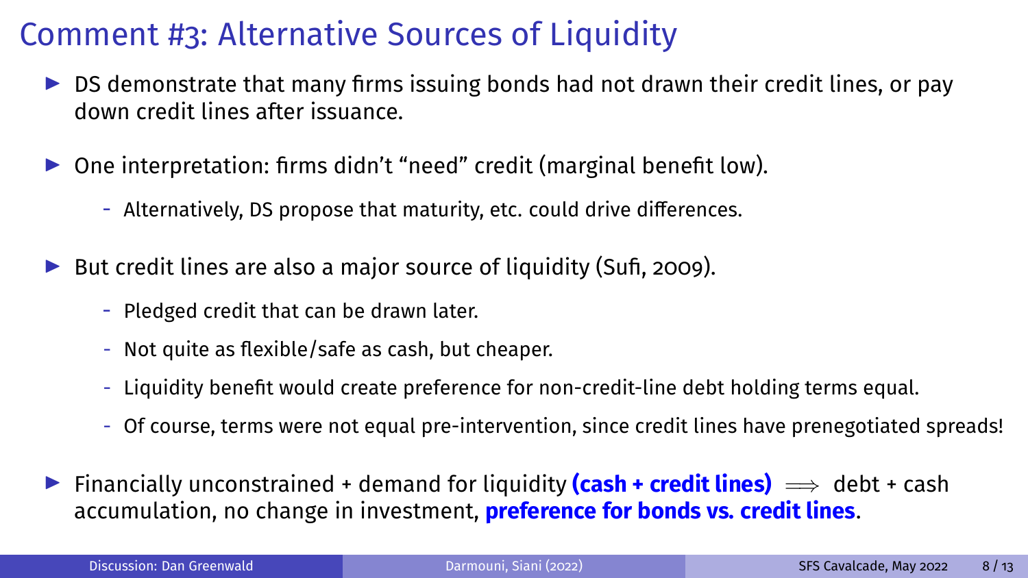# Comment #3: Alternative Sources of Liquidity

- DS demonstrate that many firms issuing bonds had not drawn their credit lines, or pay down credit lines after issuance.
- One interpretation: firms didn't "need" credit (marginal benefit low).
  - Alternatively, DS propose that maturity, etc. could drive differences.
- But credit lines are also a major source of liquidity (Sufi, 2009).
  - Pledged credit that can be drawn later.
  - Not quite as flexible/safe as cash, but cheaper.
  - Liquidity benefit would create preference for non-credit-line debt holding terms equal.
  - Of course, terms were not equal pre-intervention, since credit lines have prenegotiated spreads!
- Financially unconstrained + demand for liquidity **(cash + credit lines)** $\Longrightarrow$ debt + cash accumulation, no change in investment, **preference for bonds vs. credit lines**.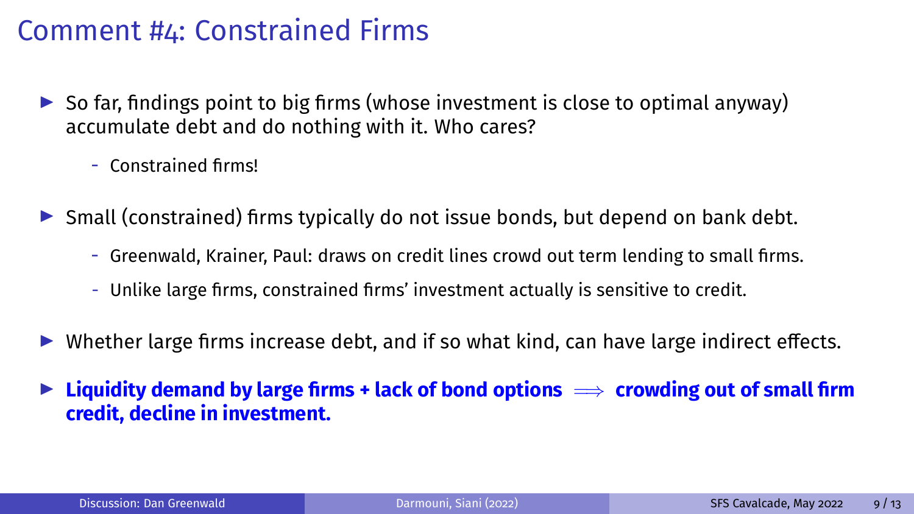# Comment #4: Constrained Firms

- So far, findings point to big firms (whose investment is close to optimal anyway) accumulate debt and do nothing with it. Who cares?
  - Constrained firms!
- Small (constrained) firms typically do not issue bonds, but depend on bank debt.
  - Greenwald, Krainer, Paul: draws on credit lines crowd out term lending to small firms.
  - Unlike large firms, constrained firms' investment actually is sensitive to credit.
- Whether large firms increase debt, and if so what kind, can have large indirect effects.
- **Liquidity demand by large firms + lack of bond options $\implies$ crowding out of small firm credit, decline in investment.**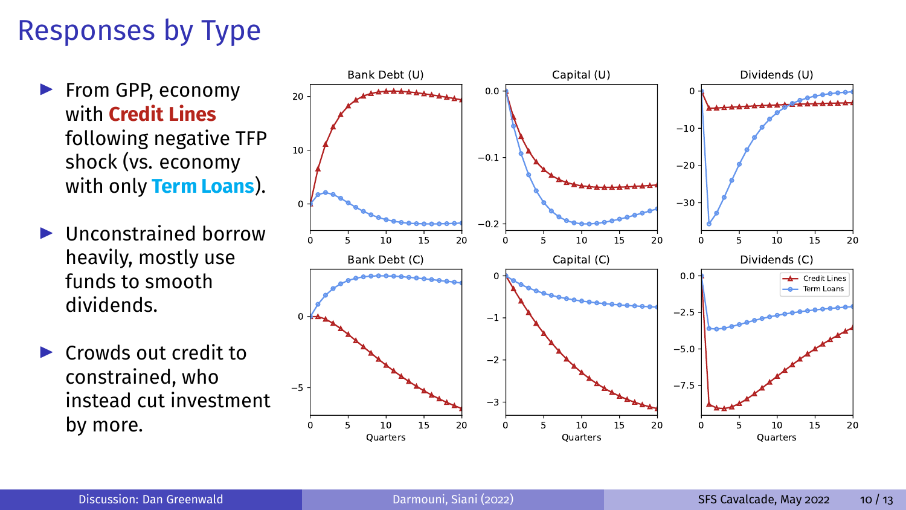# Responses by Type

- From GPP, economy with **Credit Lines** following negative TFP shock (vs. economy with only **Term Loans**).
- Unconstrained borrow heavily, mostly use funds to smooth dividends.
- Crowds out credit to constrained, who instead cut investment by more.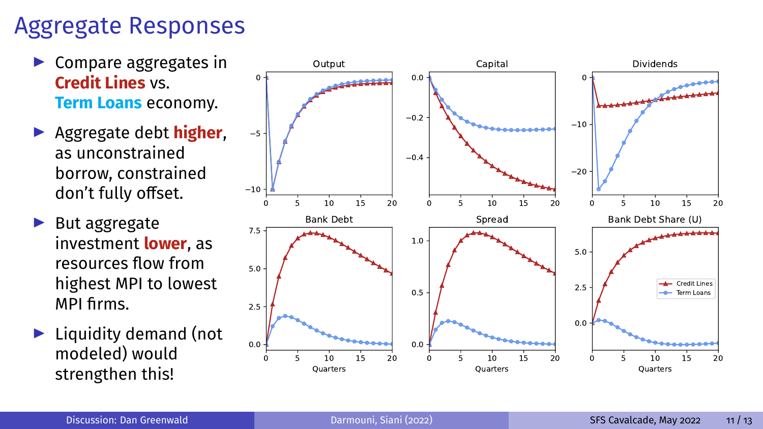# Aggregate Responses

- Compare aggregates in **Credit Lines** vs. **Term Loans** economy.
- Aggregate debt **higher**, as unconstrained borrow, constrained don't fully offset.
- But aggregate investment **lower**, as resources flow from highest MPI to lowest MPI firms.
- Liquidity demand (not modeled) would strengthen this!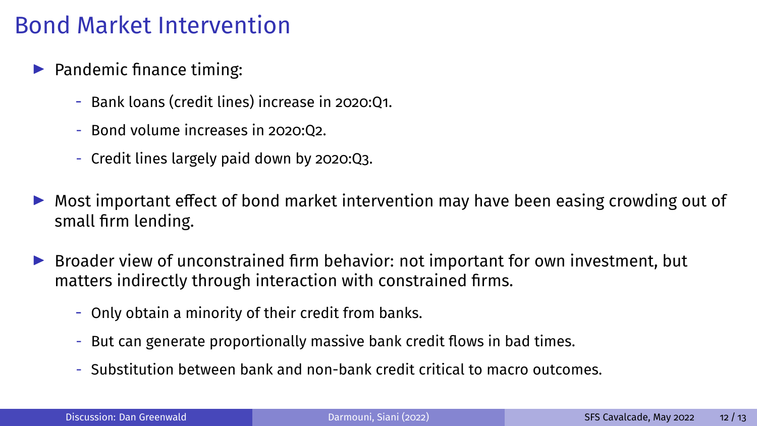# Bond Market Intervention

- Pandemic finance timing:
  - Bank loans (credit lines) increase in 2020:Q1.
  - Bond volume increases in 2020:Q2.
  - Credit lines largely paid down by 2020:Q3.
- Most important effect of bond market intervention may have been easing crowding out of small firm lending.
- Broader view of unconstrained firm behavior: not important for own investment, but matters indirectly through interaction with constrained firms.
  - Only obtain a minority of their credit from banks.
  - But can generate proportionally massive bank credit flows in bad times.
  - Substitution between bank and non-bank credit critical to macro outcomes.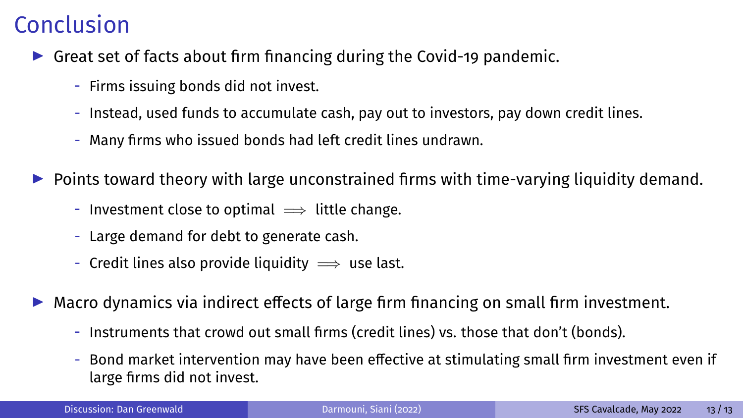# Conclusion

- Great set of facts about firm financing during the Covid-19 pandemic.
  - Firms issuing bonds did not invest.
  - Instead, used funds to accumulate cash, pay out to investors, pay down credit lines.
  - Many firms who issued bonds had left credit lines undrawn.
- Points toward theory with large unconstrained firms with time-varying liquidity demand.
  - Investment close to optimal $\implies$ little change.
  - Large demand for debt to generate cash.
  - Credit lines also provide liquidity $\implies$ use last.
- Macro dynamics via indirect effects of large firm financing on small firm investment.
  - Instruments that crowd out small firms (credit lines) vs. those that don't (bonds).
  - Bond market intervention may have been effective at stimulating small firm investment even if large firms did not invest.